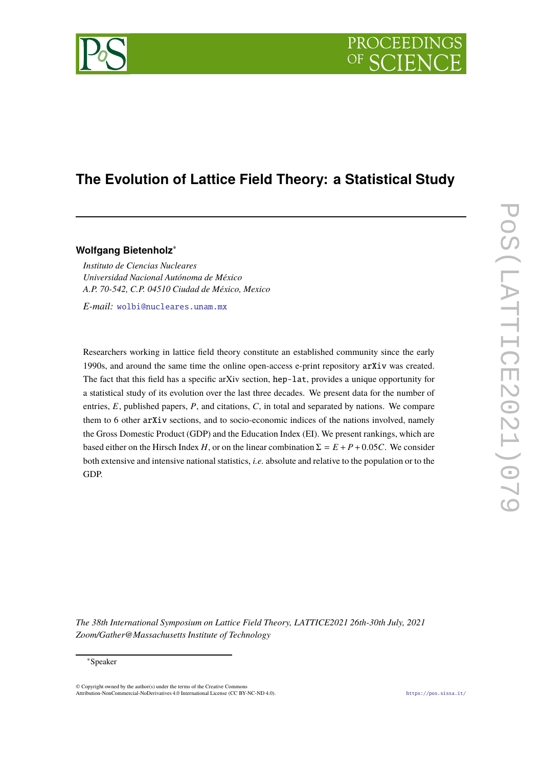# The Evolution of Lattice Field Theory: a Statistical Study

**Wolfgang Bietenholz**[*]

*Instituto de Ciencias Nucleares*
*Universidad Nacional Autónoma de México*
*A.P. 70-542, C.P. 04510 Ciudad de México, Mexico*

*E-mail:* wolbi@nucleares.unam.mx

Researchers working in lattice field theory constitute an established community since the early 1990s, and around the same time the online open-access e-print repository `arXiv` was created. The fact that this field has a specific arXiv section, `hep-lat`, provides a unique opportunity for a statistical study of its evolution over the last three decades. We present data for the number of entries, $E$, published papers, $P$, and citations, $C$, in total and separated by nations. We compare them to 6 other `arXiv` sections, and to socio-economic indices of the nations involved, namely the Gross Domestic Product (GDP) and the Education Index (EI). We present rankings, which are based either on the Hirsch Index $H$, or on the linear combination $\Sigma = E + P + 0.05C$. We consider both extensive and intensive national statistics, *i.e.* absolute and relative to the population or to the GDP.

*The 38th International Symposium on Lattice Field Theory, LATTICE2021 26th-30th July, 2021*
*Zoom/Gather@Massachusetts Institute of Technology*

[*]Speaker

© Copyright owned by the author(s) under the terms of the Creative Commons Attribution-NonCommercial-NoDerivatives 4.0 International License (CC BY-NC-ND 4.0).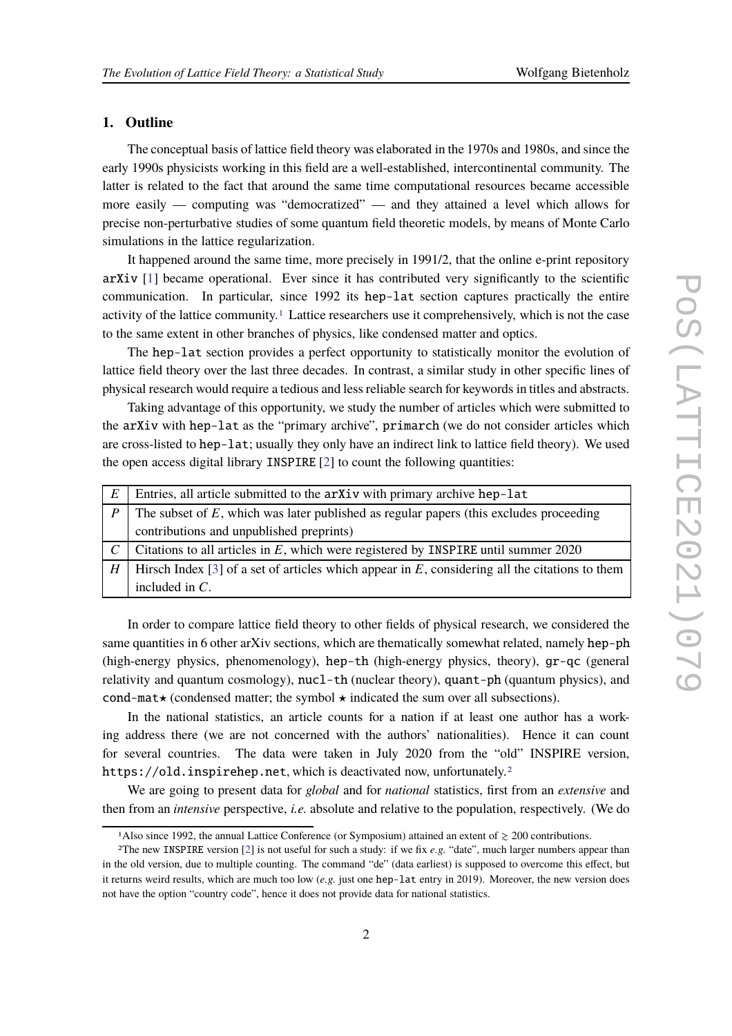## 1. Outline

The conceptual basis of lattice field theory was elaborated in the 1970s and 1980s, and since the early 1990s physicists working in this field are a well-established, intercontinental community. The latter is related to the fact that around the same time computational resources became accessible more easily — computing was "democratized" — and they attained a level which allows for precise non-perturbative studies of some quantum field theoretic models, by means of Monte Carlo simulations in the lattice regularization.

It happened around the same time, more precisely in 1991/2, that the online e-print repository `arXiv` [1] became operational. Ever since it has contributed very significantly to the scientific communication. In particular, since 1992 its `hep-lat` section captures practically the entire activity of the lattice community.[1] Lattice researchers use it comprehensively, which is not the case to the same extent in other branches of physics, like condensed matter and optics.

The `hep-lat` section provides a perfect opportunity to statistically monitor the evolution of lattice field theory over the last three decades. In contrast, a similar study in other specific lines of physical research would require a tedious and less reliable search for keywords in titles and abstracts.

Taking advantage of this opportunity, we study the number of articles which were submitted to the `arXiv` with `hep-lat` as the "primary archive", `primarch` (we do not consider articles which are cross-listed to `hep-lat`; usually they only have an indirect link to lattice field theory). We used the open access digital library `INSPIRE` [2] to count the following quantities:

| | |
|---|---|
| $E$ | Entries, all article submitted to the `arXiv` with primary archive `hep-lat` |
| $P$ | The subset of $E$, which was later published as regular papers (this excludes proceeding contributions and unpublished preprints) |
| $C$ | Citations to all articles in $E$, which were registered by `INSPIRE` until summer 2020 |
| $H$ | Hirsch Index [3] of a set of articles which appear in $E$, considering all the citations to them included in $C$. |

In order to compare lattice field theory to other fields of physical research, we considered the same quantities in 6 other arXiv sections, which are thematically somewhat related, namely `hep-ph` (high-energy physics, phenomenology), `hep-th` (high-energy physics, theory), `gr-qc` (general relativity and quantum cosmology), `nucl-th` (nuclear theory), `quant-ph` (quantum physics), and `cond-mat`$\star$ (condensed matter; the symbol $\star$ indicated the sum over all subsections).

In the national statistics, an article counts for a nation if at least one author has a working address there (we are not concerned with the authors' nationalities). Hence it can count for several countries. The data were taken in July 2020 from the "old" INSPIRE version, `https://old.inspirehep.net`, which is deactivated now, unfortunately.[2]

We are going to present data for *global* and for *national* statistics, first from an *extensive* and then from an *intensive* perspective, *i.e.* absolute and relative to the population, respectively. (We do

---

[1] Also since 1992, the annual Lattice Conference (or Symposium) attained an extent of $\gtrsim$ 200 contributions.

[2] The new `INSPIRE` version [2] is not useful for such a study: if we fix *e.g.* "date", much larger numbers appear than in the old version, due to multiple counting. The command "de" (data earliest) is supposed to overcome this effect, but it returns weird results, which are much too low (*e.g.* just one `hep-lat` entry in 2019). Moreover, the new version does not have the option "country code", hence it does not provide data for national statistics.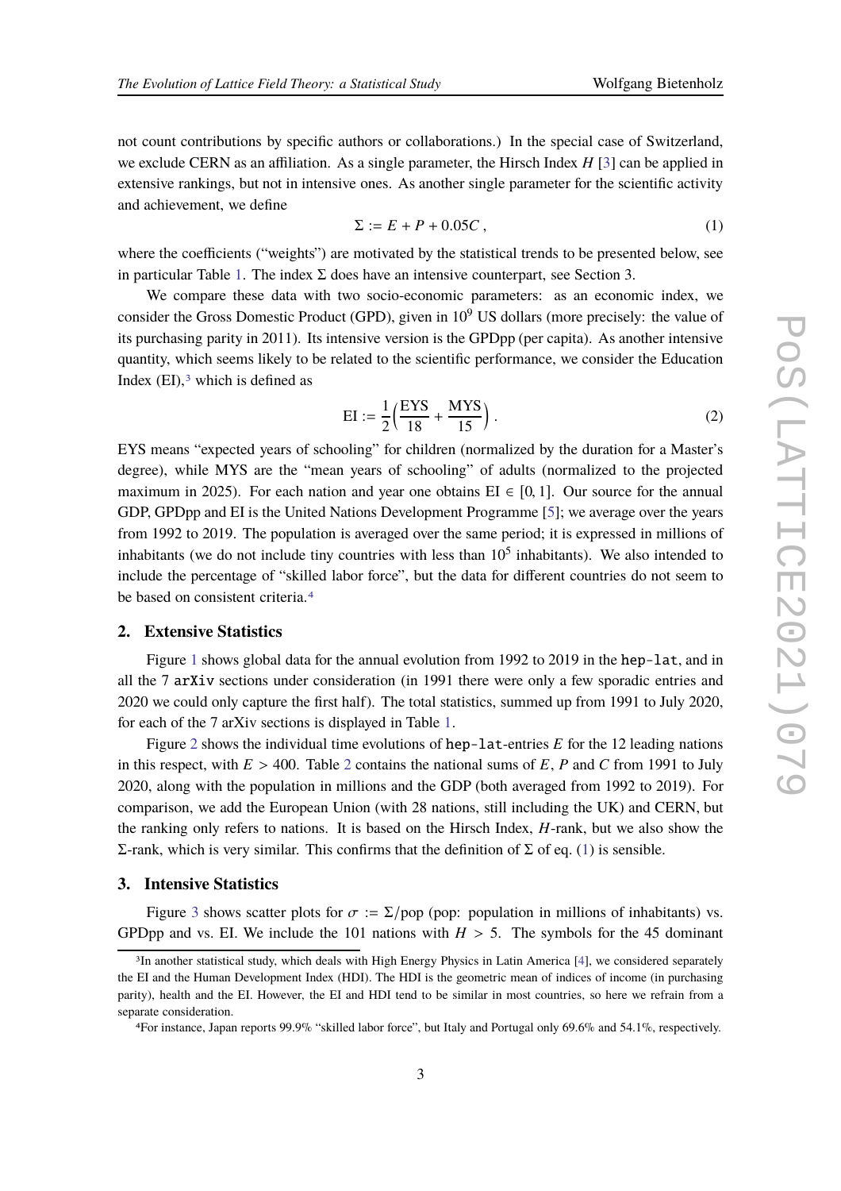not count contributions by specific authors or collaborations.) In the special case of Switzerland, we exclude CERN as an affiliation. As a single parameter, the Hirsch Index $H$ [3] can be applied in extensive rankings, but not in intensive ones. As another single parameter for the scientific activity and achievement, we define

$$\Sigma := E + P + 0.05C\,, \tag{1}$$

where the coefficients ("weights") are motivated by the statistical trends to be presented below, see in particular Table 1. The index $\Sigma$ does have an intensive counterpart, see Section 3.

We compare these data with two socio-economic parameters: as an economic index, we consider the Gross Domestic Product (GPD), given in $10^9$ US dollars (more precisely: the value of its purchasing parity in 2011). Its intensive version is the GPDpp (per capita). As another intensive quantity, which seems likely to be related to the scientific performance, we consider the Education Index (EI),[3] which is defined as

$$\mathrm{EI} := \frac{1}{2}\Big(\frac{\mathrm{EYS}}{18} + \frac{\mathrm{MYS}}{15}\Big)\,. \tag{2}$$

EYS means "expected years of schooling" for children (normalized by the duration for a Master's degree), while MYS are the "mean years of schooling" of adults (normalized to the projected maximum in 2025). For each nation and year one obtains $\mathrm{EI} \in [0, 1]$. Our source for the annual GDP, GPDpp and EI is the United Nations Development Programme [5]; we average over the years from 1992 to 2019. The population is averaged over the same period; it is expressed in millions of inhabitants (we do not include tiny countries with less than $10^5$ inhabitants). We also intended to include the percentage of "skilled labor force", but the data for different countries do not seem to be based on consistent criteria.[4]

## 2. Extensive Statistics

Figure 1 shows global data for the annual evolution from 1992 to 2019 in the `hep-lat`, and in all the 7 `arXiv` sections under consideration (in 1991 there were only a few sporadic entries and 2020 we could only capture the first half). The total statistics, summed up from 1991 to July 2020, for each of the 7 arXiv sections is displayed in Table 1.

Figure 2 shows the individual time evolutions of `hep-lat`-entries $E$ for the 12 leading nations in this respect, with $E > 400$. Table 2 contains the national sums of $E$, $P$ and $C$ from 1991 to July 2020, along with the population in millions and the GDP (both averaged from 1992 to 2019). For comparison, we add the European Union (with 28 nations, still including the UK) and CERN, but the ranking only refers to nations. It is based on the Hirsch Index, $H$-rank, but we also show the $\Sigma$-rank, which is very similar. This confirms that the definition of $\Sigma$ of eq. (1) is sensible.

## 3. Intensive Statistics

Figure 3 shows scatter plots for $\sigma := \Sigma/\mathrm{pop}$ (pop: population in millions of inhabitants) vs. GPDpp and vs. EI. We include the 101 nations with $H > 5$. The symbols for the 45 dominant

---

[3] In another statistical study, which deals with High Energy Physics in Latin America [4], we considered separately the EI and the Human Development Index (HDI). The HDI is the geometric mean of indices of income (in purchasing parity), health and the EI. However, the EI and HDI tend to be similar in most countries, so here we refrain from a separate consideration.

[4] For instance, Japan reports 99.9% "skilled labor force", but Italy and Portugal only 69.6% and 54.1%, respectively.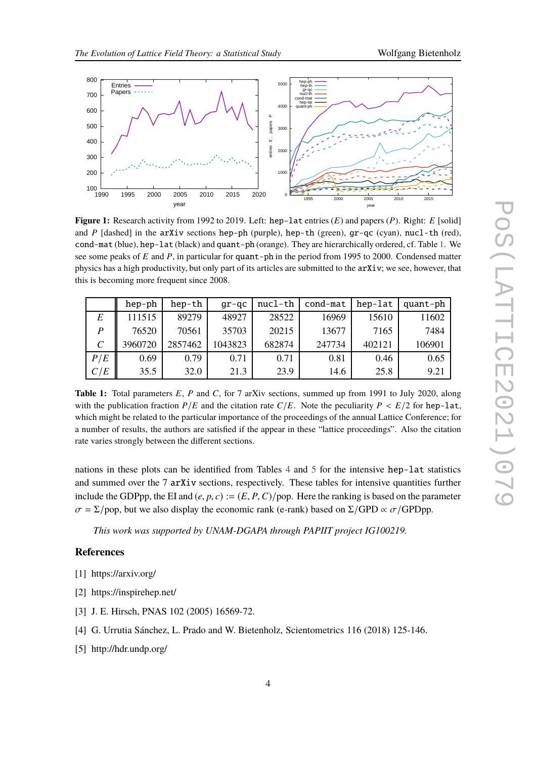**Figure 1:** Research activity from 1992 to 2019. Left: `hep-lat` entries ($E$) and papers ($P$). Right: $E$ [solid] and $P$ [dashed] in the `arXiv` sections `hep-ph` (purple), `hep-th` (green), `gr-qc` (cyan), `nucl-th` (red), `cond-mat` (blue), `hep-lat` (black) and `quant-ph` (orange). They are hierarchically ordered, cf. Table 1. We see some peaks of $E$ and $P$, in particular for `quant-ph` in the period from 1995 to 2000. Condensed matter physics has a high productivity, but only part of its articles are submitted to the `arXiv`; we see, however, that this is becoming more frequent since 2008.

| | hep-ph | hep-th | gr-qc | nucl-th | cond-mat | hep-lat | quant-ph |
|---|---|---|---|---|---|---|---|
| $E$ | 111515 | 89279 | 48927 | 28522 | 16969 | 15610 | 11602 |
| $P$ | 76520 | 70561 | 35703 | 20215 | 13677 | 7165 | 7484 |
| $C$ | 3960720 | 2857462 | 1043823 | 682874 | 247734 | 402121 | 106901 |
| $P/E$ | 0.69 | 0.79 | 0.71 | 0.71 | 0.81 | 0.46 | 0.65 |
| $C/E$ | 35.5 | 32.0 | 21.3 | 23.9 | 14.6 | 25.8 | 9.21 |

**Table 1:** Total parameters $E$, $P$ and $C$, for 7 arXiv sections, summed up from 1991 to July 2020, along with the publication fraction $P/E$ and the citation rate $C/E$. Note the peculiarity $P < E/2$ for `hep-lat`, which might be related to the particular importance of the proceedings of the annual Lattice Conference; for a number of results, the authors are satisfied if the appear in these "lattice proceedings". Also the citation rate varies strongly between the different sections.

nations in these plots can be identified from Tables 4 and 5 for the intensive `hep-lat` statistics and summed over the 7 `arXiv` sections, respectively. These tables for intensive quantities further include the GDPpp, the EI and $(e, p, c) := (E, P, C)/\text{pop}$. Here the ranking is based on the parameter $\sigma = \Sigma/\text{pop}$, but we also display the economic rank (e-rank) based on $\Sigma/\text{GPD} \propto \sigma/\text{GPDpp}$.

*This work was supported by UNAM-DGAPA through PAPIIT project IG100219.*

## References

[1] https://arxiv.org/

[2] https://inspirehep.net/

[3] J. E. Hirsch, PNAS 102 (2005) 16569-72.

[4] G. Urrutia Sánchez, L. Prado and W. Bietenholz, Scientometrics 116 (2018) 125-146.

[5] http://hdr.undp.org/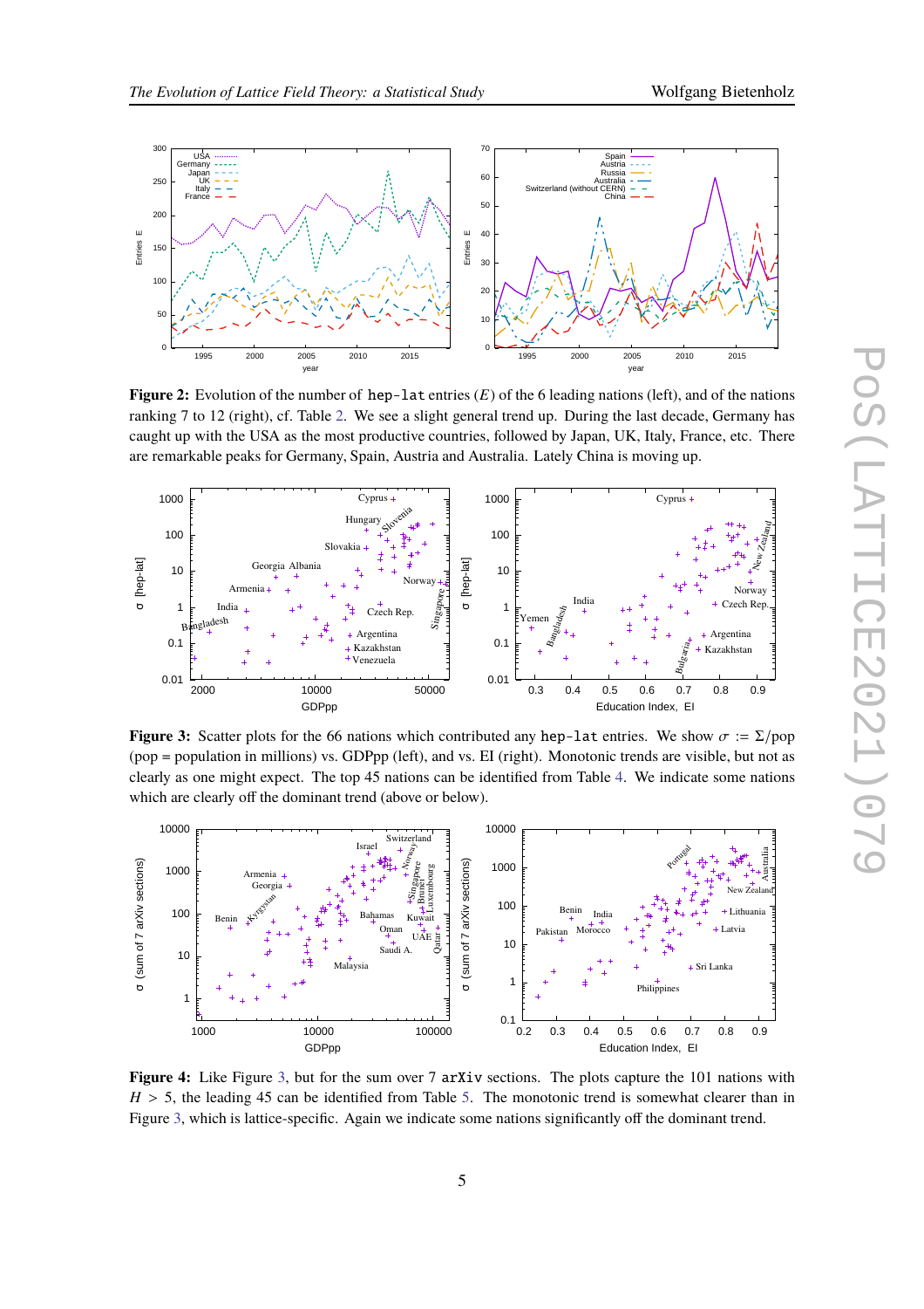**Figure 2:** Evolution of the number of `hep-lat` entries ($E$) of the 6 leading nations (left), and of the nations ranking 7 to 12 (right), cf. Table 2. We see a slight general trend up. During the last decade, Germany has caught up with the USA as the most productive countries, followed by Japan, UK, Italy, France, etc. There are remarkable peaks for Germany, Spain, Austria and Australia. Lately China is moving up.

**Figure 3:** Scatter plots for the 66 nations which contributed any `hep-lat` entries. We show $\sigma := \Sigma/\mathrm{pop}$ (pop = population in millions) vs. GDPpp (left), and vs. EI (right). Monotonic trends are visible, but not as clearly as one might expect. The top 45 nations can be identified from Table 4. We indicate some nations which are clearly off the dominant trend (above or below).

**Figure 4:** Like Figure 3, but for the sum over 7 `arXiv` sections. The plots capture the 101 nations with $H > 5$, the leading 45 can be identified from Table 5. The monotonic trend is somewhat clearer than in Figure 3, which is lattice-specific. Again we indicate some nations significantly off the dominant trend.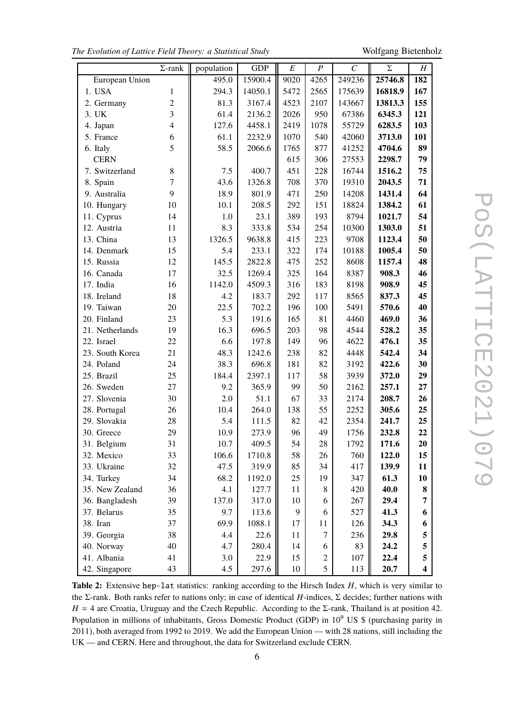| | Σ-rank | population | GDP | $E$ | $P$ | $C$ | Σ | $H$ |
|---|---|---|---|---|---|---|---|---|
| European Union | | 495.0 | 15900.4 | 9020 | 4265 | 249236 | **25746.8** | **182** |
| 1. USA | 1 | 294.3 | 14050.1 | 5472 | 2565 | 175639 | **16818.9** | **167** |
| 2. Germany | 2 | 81.3 | 3167.4 | 4523 | 2107 | 143667 | **13813.3** | **155** |
| 3. UK | 3 | 61.4 | 2136.2 | 2026 | 950 | 67386 | **6345.3** | **121** |
| 4. Japan | 4 | 127.6 | 4458.1 | 2419 | 1078 | 55729 | **6283.5** | **103** |
| 5. France | 6 | 61.1 | 2232.9 | 1070 | 540 | 42060 | **3713.0** | **101** |
| 6. Italy | 5 | 58.5 | 2066.6 | 1765 | 877 | 41252 | **4704.6** | **89** |
| CERN | | | | 615 | 306 | 27553 | **2298.7** | **79** |
| 7. Switzerland | 8 | 7.5 | 400.7 | 451 | 228 | 16744 | **1516.2** | **75** |
| 8. Spain | 7 | 43.6 | 1326.8 | 708 | 370 | 19310 | **2043.5** | **71** |
| 9. Australia | 9 | 18.9 | 801.9 | 471 | 250 | 14208 | **1431.4** | **64** |
| 10. Hungary | 10 | 10.1 | 208.5 | 292 | 151 | 18824 | **1384.2** | **61** |
| 11. Cyprus | 14 | 1.0 | 23.1 | 389 | 193 | 8794 | **1021.7** | **54** |
| 12. Austria | 11 | 8.3 | 333.8 | 534 | 254 | 10300 | **1303.0** | **51** |
| 13. China | 13 | 1326.5 | 9638.8 | 415 | 223 | 9708 | **1123.4** | **50** |
| 14. Denmark | 15 | 5.4 | 233.1 | 322 | 174 | 10188 | **1005.4** | **50** |
| 15. Russia | 12 | 145.5 | 2822.8 | 475 | 252 | 8608 | **1157.4** | **48** |
| 16. Canada | 17 | 32.5 | 1269.4 | 325 | 164 | 8387 | **908.3** | **46** |
| 17. India | 16 | 1142.0 | 4509.3 | 316 | 183 | 8198 | **908.9** | **45** |
| 18. Ireland | 18 | 4.2 | 183.7 | 292 | 117 | 8565 | **837.3** | **45** |
| 19. Taiwan | 20 | 22.5 | 702.2 | 196 | 100 | 5491 | **570.6** | **40** |
| 20. Finland | 23 | 5.3 | 191.6 | 165 | 81 | 4460 | **469.0** | **36** |
| 21. Netherlands | 19 | 16.3 | 696.5 | 203 | 98 | 4544 | **528.2** | **35** |
| 22. Israel | 22 | 6.6 | 197.8 | 149 | 96 | 4622 | **476.1** | **35** |
| 23. South Korea | 21 | 48.3 | 1242.6 | 238 | 82 | 4448 | **542.4** | **34** |
| 24. Poland | 24 | 38.3 | 696.8 | 181 | 82 | 3192 | **422.6** | **30** |
| 25. Brazil | 25 | 184.4 | 2397.1 | 117 | 58 | 3939 | **372.0** | **29** |
| 26. Sweden | 27 | 9.2 | 365.9 | 99 | 50 | 2162 | **257.1** | **27** |
| 27. Slovenia | 30 | 2.0 | 51.1 | 67 | 33 | 2174 | **208.7** | **26** |
| 28. Portugal | 26 | 10.4 | 264.0 | 138 | 55 | 2252 | **305.6** | **25** |
| 29. Slovakia | 28 | 5.4 | 111.5 | 82 | 42 | 2354 | **241.7** | **25** |
| 30. Greece | 29 | 10.9 | 273.9 | 96 | 49 | 1756 | **232.8** | **22** |
| 31. Belgium | 31 | 10.7 | 409.5 | 54 | 28 | 1792 | **171.6** | **20** |
| 32. Mexico | 33 | 106.6 | 1710.8 | 58 | 26 | 760 | **122.0** | **15** |
| 33. Ukraine | 32 | 47.5 | 319.9 | 85 | 34 | 417 | **139.9** | **11** |
| 34. Turkey | 34 | 68.2 | 1192.0 | 25 | 19 | 347 | **61.3** | **10** |
| 35. New Zealand | 36 | 4.1 | 127.7 | 11 | 8 | 420 | **40.0** | **8** |
| 36. Bangladesh | 39 | 137.0 | 317.0 | 10 | 6 | 267 | **29.4** | **7** |
| 37. Belarus | 35 | 9.7 | 113.6 | 9 | 6 | 527 | **41.3** | **6** |
| 38. Iran | 37 | 69.9 | 1088.1 | 17 | 11 | 126 | **34.3** | **6** |
| 39. Georgia | 38 | 4.4 | 22.6 | 11 | 7 | 236 | **29.8** | **5** |
| 40. Norway | 40 | 4.7 | 280.4 | 14 | 6 | 83 | **24.2** | **5** |
| 41. Albania | 41 | 3.0 | 22.9 | 15 | 2 | 107 | **22.4** | **5** |
| 42. Singapore | 43 | 4.5 | 297.6 | 10 | 5 | 113 | **20.7** | **4** |

**Table 2:** Extensive hep-lat statistics: ranking according to the Hirsch Index $H$, which is very similar to the Σ-rank. Both ranks refer to nations only; in case of identical $H$-indices, Σ decides; further nations with $H = 4$ are Croatia, Uruguay and the Czech Republic. According to the Σ-rank, Thailand is at position 42. Population in millions of inhabitants, Gross Domestic Product (GDP) in $10^9$ US $ (purchasing parity in 2011), both averaged from 1992 to 2019. We add the European Union — with 28 nations, still including the UK — and CERN. Here and throughout, the data for Switzerland exclude CERN.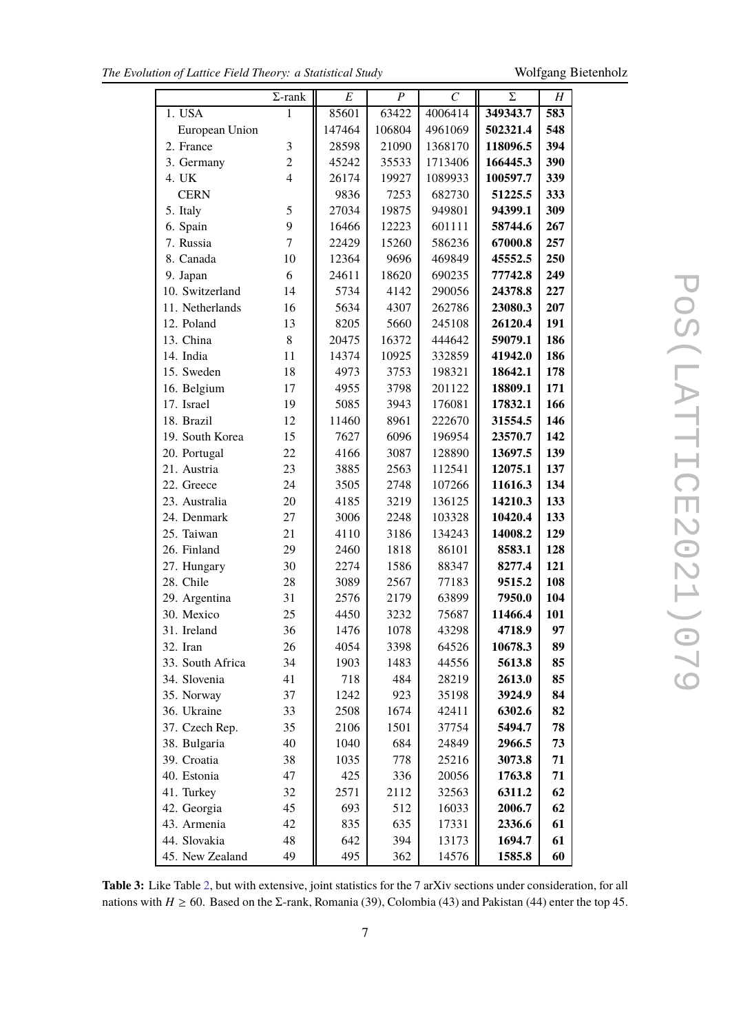|  | Σ-rank | $E$ | $P$ | $C$ | Σ | $H$ |
|---|---|---|---|---|---|---|
| 1. USA | 1 | 85601 | 63422 | 4006414 | **349343.7** | **583** |
| European Union |  | 147464 | 106804 | 4961069 | **502321.4** | **548** |
| 2. France | 3 | 28598 | 21090 | 1368170 | **118096.5** | **394** |
| 3. Germany | 2 | 45242 | 35533 | 1713406 | **166445.3** | **390** |
| 4. UK | 4 | 26174 | 19927 | 1089933 | **100597.7** | **339** |
| CERN |  | 9836 | 7253 | 682730 | **51225.5** | **333** |
| 5. Italy | 5 | 27034 | 19875 | 949801 | **94399.1** | **309** |
| 6. Spain | 9 | 16466 | 12223 | 601111 | **58744.6** | **267** |
| 7. Russia | 7 | 22429 | 15260 | 586236 | **67000.8** | **257** |
| 8. Canada | 10 | 12364 | 9696 | 469849 | **45552.5** | **250** |
| 9. Japan | 6 | 24611 | 18620 | 690235 | **77742.8** | **249** |
| 10. Switzerland | 14 | 5734 | 4142 | 290056 | **24378.8** | **227** |
| 11. Netherlands | 16 | 5634 | 4307 | 262786 | **23080.3** | **207** |
| 12. Poland | 13 | 8205 | 5660 | 245108 | **26120.4** | **191** |
| 13. China | 8 | 20475 | 16372 | 444642 | **59079.1** | **186** |
| 14. India | 11 | 14374 | 10925 | 332859 | **41942.0** | **186** |
| 15. Sweden | 18 | 4973 | 3753 | 198321 | **18642.1** | **178** |
| 16. Belgium | 17 | 4955 | 3798 | 201122 | **18809.1** | **171** |
| 17. Israel | 19 | 5085 | 3943 | 176081 | **17832.1** | **166** |
| 18. Brazil | 12 | 11460 | 8961 | 222670 | **31554.5** | **146** |
| 19. South Korea | 15 | 7627 | 6096 | 196954 | **23570.7** | **142** |
| 20. Portugal | 22 | 4166 | 3087 | 128890 | **13697.5** | **139** |
| 21. Austria | 23 | 3885 | 2563 | 112541 | **12075.1** | **137** |
| 22. Greece | 24 | 3505 | 2748 | 107266 | **11616.3** | **134** |
| 23. Australia | 20 | 4185 | 3219 | 136125 | **14210.3** | **133** |
| 24. Denmark | 27 | 3006 | 2248 | 103328 | **10420.4** | **133** |
| 25. Taiwan | 21 | 4110 | 3186 | 134243 | **14008.2** | **129** |
| 26. Finland | 29 | 2460 | 1818 | 86101 | **8583.1** | **128** |
| 27. Hungary | 30 | 2274 | 1586 | 88347 | **8277.4** | **121** |
| 28. Chile | 28 | 3089 | 2567 | 77183 | **9515.2** | **108** |
| 29. Argentina | 31 | 2576 | 2179 | 63899 | **7950.0** | **104** |
| 30. Mexico | 25 | 4450 | 3232 | 75687 | **11466.4** | **101** |
| 31. Ireland | 36 | 1476 | 1078 | 43298 | **4718.9** | **97** |
| 32. Iran | 26 | 4054 | 3398 | 64526 | **10678.3** | **89** |
| 33. South Africa | 34 | 1903 | 1483 | 44556 | **5613.8** | **85** |
| 34. Slovenia | 41 | 718 | 484 | 28219 | **2613.0** | **85** |
| 35. Norway | 37 | 1242 | 923 | 35198 | **3924.9** | **84** |
| 36. Ukraine | 33 | 2508 | 1674 | 42411 | **6302.6** | **82** |
| 37. Czech Rep. | 35 | 2106 | 1501 | 37754 | **5494.7** | **78** |
| 38. Bulgaria | 40 | 1040 | 684 | 24849 | **2966.5** | **73** |
| 39. Croatia | 38 | 1035 | 778 | 25216 | **3073.8** | **71** |
| 40. Estonia | 47 | 425 | 336 | 20056 | **1763.8** | **71** |
| 41. Turkey | 32 | 2571 | 2112 | 32563 | **6311.2** | **62** |
| 42. Georgia | 45 | 693 | 512 | 16033 | **2006.7** | **62** |
| 43. Armenia | 42 | 835 | 635 | 17331 | **2336.6** | **61** |
| 44. Slovakia | 48 | 642 | 394 | 13173 | **1694.7** | **61** |
| 45. New Zealand | 49 | 495 | 362 | 14576 | **1585.8** | **60** |

**Table 3:** Like Table 2, but with extensive, joint statistics for the 7 arXiv sections under consideration, for all nations with $H \geq 60$. Based on the Σ-rank, Romania (39), Colombia (43) and Pakistan (44) enter the top 45.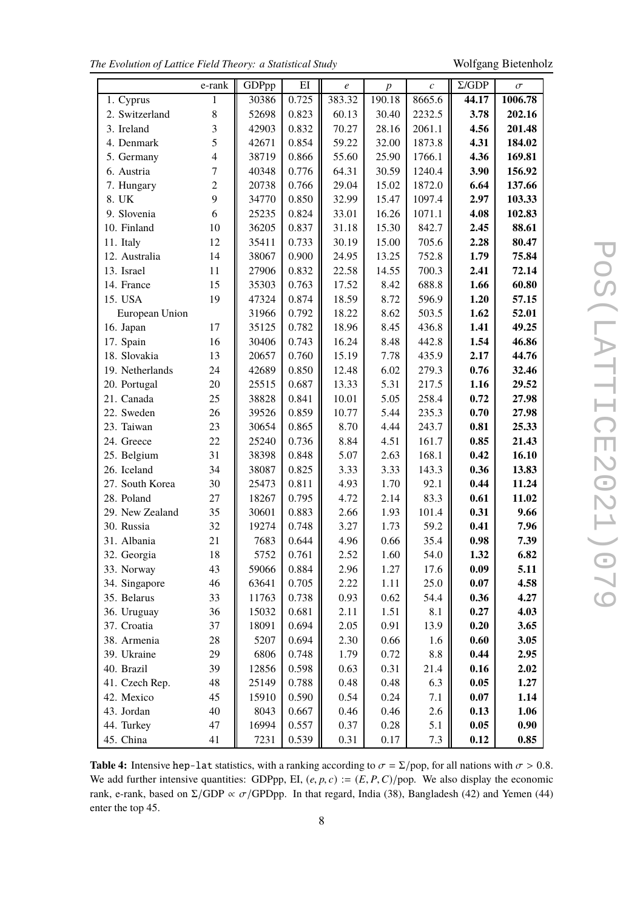|  | e-rank | GDPpp | EI | $e$ | $p$ | $c$ | $\Sigma$/GDP | $\sigma$ |
|---|---|---|---|---|---|---|---|---|
| 1. Cyprus | 1 | 30386 | 0.725 | 383.32 | 190.18 | 8665.6 | **44.17** | **1006.78** |
| 2. Switzerland | 8 | 52698 | 0.823 | 60.13 | 30.40 | 2232.5 | **3.78** | **202.16** |
| 3. Ireland | 3 | 42903 | 0.832 | 70.27 | 28.16 | 2061.1 | **4.56** | **201.48** |
| 4. Denmark | 5 | 42671 | 0.854 | 59.22 | 32.00 | 1873.8 | **4.31** | **184.02** |
| 5. Germany | 4 | 38719 | 0.866 | 55.60 | 25.90 | 1766.1 | **4.36** | **169.81** |
| 6. Austria | 7 | 40348 | 0.776 | 64.31 | 30.59 | 1240.4 | **3.90** | **156.92** |
| 7. Hungary | 2 | 20738 | 0.766 | 29.04 | 15.02 | 1872.0 | **6.64** | **137.66** |
| 8. UK | 9 | 34770 | 0.850 | 32.99 | 15.47 | 1097.4 | **2.97** | **103.33** |
| 9. Slovenia | 6 | 25235 | 0.824 | 33.01 | 16.26 | 1071.1 | **4.08** | **102.83** |
| 10. Finland | 10 | 36205 | 0.837 | 31.18 | 15.30 | 842.7 | **2.45** | **88.61** |
| 11. Italy | 12 | 35411 | 0.733 | 30.19 | 15.00 | 705.6 | **2.28** | **80.47** |
| 12. Australia | 14 | 38067 | 0.900 | 24.95 | 13.25 | 752.8 | **1.79** | **75.84** |
| 13. Israel | 11 | 27906 | 0.832 | 22.58 | 14.55 | 700.3 | **2.41** | **72.14** |
| 14. France | 15 | 35303 | 0.763 | 17.52 | 8.42 | 688.8 | **1.66** | **60.80** |
| 15. USA | 19 | 47324 | 0.874 | 18.59 | 8.72 | 596.9 | **1.20** | **57.15** |
| European Union |  | 31966 | 0.792 | 18.22 | 8.62 | 503.5 | **1.62** | **52.01** |
| 16. Japan | 17 | 35125 | 0.782 | 18.96 | 8.45 | 436.8 | **1.41** | **49.25** |
| 17. Spain | 16 | 30406 | 0.743 | 16.24 | 8.48 | 442.8 | **1.54** | **46.86** |
| 18. Slovakia | 13 | 20657 | 0.760 | 15.19 | 7.78 | 435.9 | **2.17** | **44.76** |
| 19. Netherlands | 24 | 42689 | 0.850 | 12.48 | 6.02 | 279.3 | **0.76** | **32.46** |
| 20. Portugal | 20 | 25515 | 0.687 | 13.33 | 5.31 | 217.5 | **1.16** | **29.52** |
| 21. Canada | 25 | 38828 | 0.841 | 10.01 | 5.05 | 258.4 | **0.72** | **27.98** |
| 22. Sweden | 26 | 39526 | 0.859 | 10.77 | 5.44 | 235.3 | **0.70** | **27.98** |
| 23. Taiwan | 23 | 30654 | 0.865 | 8.70 | 4.44 | 243.7 | **0.81** | **25.33** |
| 24. Greece | 22 | 25240 | 0.736 | 8.84 | 4.51 | 161.7 | **0.85** | **21.43** |
| 25. Belgium | 31 | 38398 | 0.848 | 5.07 | 2.63 | 168.1 | **0.42** | **16.10** |
| 26. Iceland | 34 | 38087 | 0.825 | 3.33 | 3.33 | 143.3 | **0.36** | **13.83** |
| 27. South Korea | 30 | 25473 | 0.811 | 4.93 | 1.70 | 92.1 | **0.44** | **11.24** |
| 28. Poland | 27 | 18267 | 0.795 | 4.72 | 2.14 | 83.3 | **0.61** | **11.02** |
| 29. New Zealand | 35 | 30601 | 0.883 | 2.66 | 1.93 | 101.4 | **0.31** | **9.66** |
| 30. Russia | 32 | 19274 | 0.748 | 3.27 | 1.73 | 59.2 | **0.41** | **7.96** |
| 31. Albania | 21 | 7683 | 0.644 | 4.96 | 0.66 | 35.4 | **0.98** | **7.39** |
| 32. Georgia | 18 | 5752 | 0.761 | 2.52 | 1.60 | 54.0 | **1.32** | **6.82** |
| 33. Norway | 43 | 59066 | 0.884 | 2.96 | 1.27 | 17.6 | **0.09** | **5.11** |
| 34. Singapore | 46 | 63641 | 0.705 | 2.22 | 1.11 | 25.0 | **0.07** | **4.58** |
| 35. Belarus | 33 | 11763 | 0.738 | 0.93 | 0.62 | 54.4 | **0.36** | **4.27** |
| 36. Uruguay | 36 | 15032 | 0.681 | 2.11 | 1.51 | 8.1 | **0.27** | **4.03** |
| 37. Croatia | 37 | 18091 | 0.694 | 2.05 | 0.91 | 13.9 | **0.20** | **3.65** |
| 38. Armenia | 28 | 5207 | 0.694 | 2.30 | 0.66 | 1.6 | **0.60** | **3.05** |
| 39. Ukraine | 29 | 6806 | 0.748 | 1.79 | 0.72 | 8.8 | **0.44** | **2.95** |
| 40. Brazil | 39 | 12856 | 0.598 | 0.63 | 0.31 | 21.4 | **0.16** | **2.02** |
| 41. Czech Rep. | 48 | 25149 | 0.788 | 0.48 | 0.48 | 6.3 | **0.05** | **1.27** |
| 42. Mexico | 45 | 15910 | 0.590 | 0.54 | 0.24 | 7.1 | **0.07** | **1.14** |
| 43. Jordan | 40 | 8043 | 0.667 | 0.46 | 0.46 | 2.6 | **0.13** | **1.06** |
| 44. Turkey | 47 | 16994 | 0.557 | 0.37 | 0.28 | 5.1 | **0.05** | **0.90** |
| 45. China | 41 | 7231 | 0.539 | 0.31 | 0.17 | 7.3 | **0.12** | **0.85** |

**Table 4:** Intensive hep-lat statistics, with a ranking according to $\sigma = \Sigma/\text{pop}$, for all nations with $\sigma > 0.8$. We add further intensive quantities: GDPpp, EI, $(e, p, c) := (E, P, C)/\text{pop}$. We also display the economic rank, e-rank, based on $\Sigma/\text{GDP} \propto \sigma/\text{GPDpp}$. In that regard, India (38), Bangladesh (42) and Yemen (44) enter the top 45.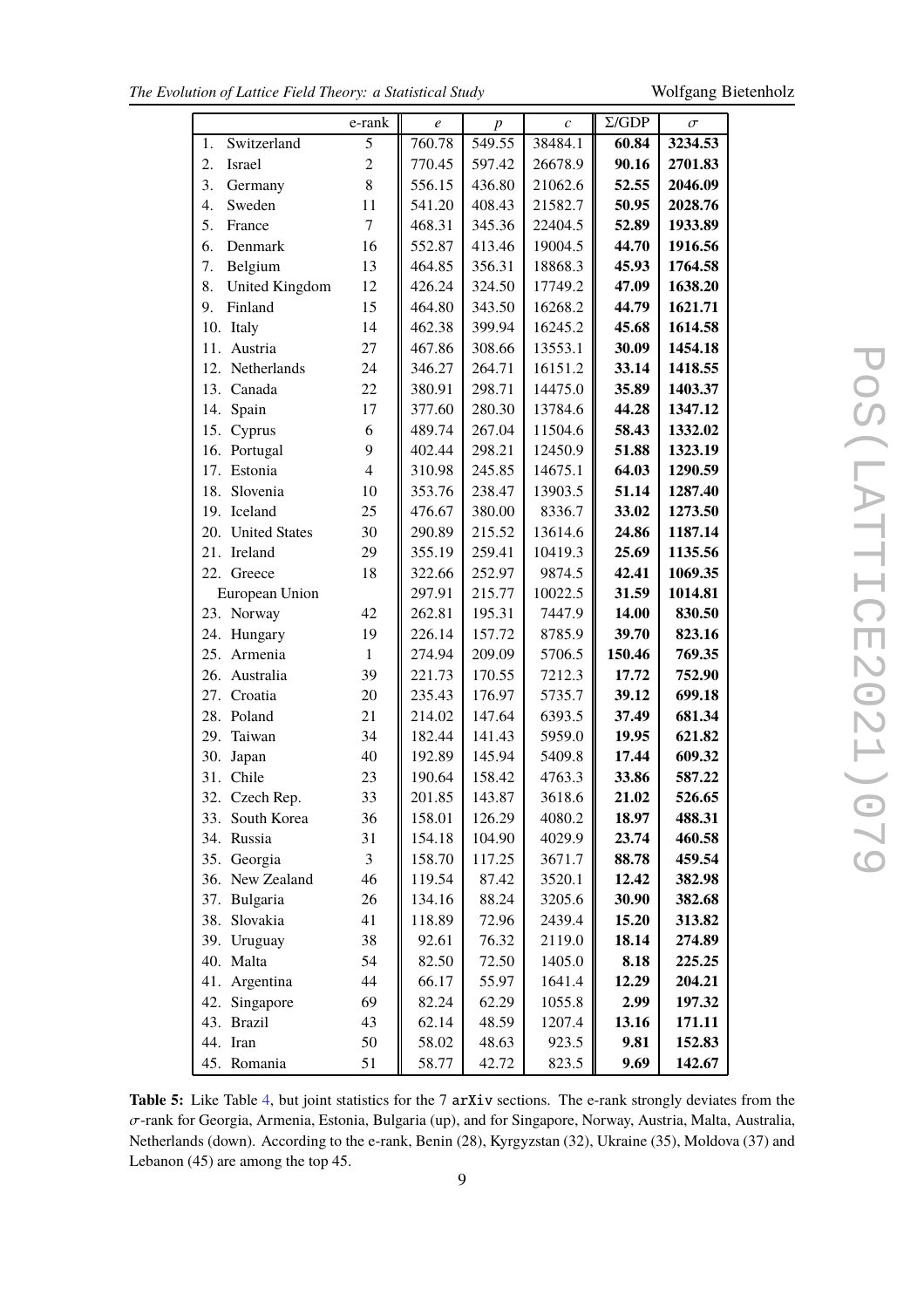| | e-rank | $e$ | $p$ | $c$ | $\Sigma$/GDP | $\sigma$ |
|---|---|---|---|---|---|---|
| 1. Switzerland | 5 | 760.78 | 549.55 | 38484.1 | **60.84** | **3234.53** |
| 2. Israel | 2 | 770.45 | 597.42 | 26678.9 | **90.16** | **2701.83** |
| 3. Germany | 8 | 556.15 | 436.80 | 21062.6 | **52.55** | **2046.09** |
| 4. Sweden | 11 | 541.20 | 408.43 | 21582.7 | **50.95** | **2028.76** |
| 5. France | 7 | 468.31 | 345.36 | 22404.5 | **52.89** | **1933.89** |
| 6. Denmark | 16 | 552.87 | 413.46 | 19004.5 | **44.70** | **1916.56** |
| 7. Belgium | 13 | 464.85 | 356.31 | 18868.3 | **45.93** | **1764.58** |
| 8. United Kingdom | 12 | 426.24 | 324.50 | 17749.2 | **47.09** | **1638.20** |
| 9. Finland | 15 | 464.80 | 343.50 | 16268.2 | **44.79** | **1621.71** |
| 10. Italy | 14 | 462.38 | 399.94 | 16245.2 | **45.68** | **1614.58** |
| 11. Austria | 27 | 467.86 | 308.66 | 13553.1 | **30.09** | **1454.18** |
| 12. Netherlands | 24 | 346.27 | 264.71 | 16151.2 | **33.14** | **1418.55** |
| 13. Canada | 22 | 380.91 | 298.71 | 14475.0 | **35.89** | **1403.37** |
| 14. Spain | 17 | 377.60 | 280.30 | 13784.6 | **44.28** | **1347.12** |
| 15. Cyprus | 6 | 489.74 | 267.04 | 11504.6 | **58.43** | **1332.02** |
| 16. Portugal | 9 | 402.44 | 298.21 | 12450.9 | **51.88** | **1323.19** |
| 17. Estonia | 4 | 310.98 | 245.85 | 14675.1 | **64.03** | **1290.59** |
| 18. Slovenia | 10 | 353.76 | 238.47 | 13903.5 | **51.14** | **1287.40** |
| 19. Iceland | 25 | 476.67 | 380.00 | 8336.7 | **33.02** | **1273.50** |
| 20. United States | 30 | 290.89 | 215.52 | 13614.6 | **24.86** | **1187.14** |
| 21. Ireland | 29 | 355.19 | 259.41 | 10419.3 | **25.69** | **1135.56** |
| 22. Greece | 18 | 322.66 | 252.97 | 9874.5 | **42.41** | **1069.35** |
| European Union | | 297.91 | 215.77 | 10022.5 | **31.59** | **1014.81** |
| 23. Norway | 42 | 262.81 | 195.31 | 7447.9 | **14.00** | **830.50** |
| 24. Hungary | 19 | 226.14 | 157.72 | 8785.9 | **39.70** | **823.16** |
| 25. Armenia | 1 | 274.94 | 209.09 | 5706.5 | **150.46** | **769.35** |
| 26. Australia | 39 | 221.73 | 170.55 | 7212.3 | **17.72** | **752.90** |
| 27. Croatia | 20 | 235.43 | 176.97 | 5735.7 | **39.12** | **699.18** |
| 28. Poland | 21 | 214.02 | 147.64 | 6393.5 | **37.49** | **681.34** |
| 29. Taiwan | 34 | 182.44 | 141.43 | 5959.0 | **19.95** | **621.82** |
| 30. Japan | 40 | 192.89 | 145.94 | 5409.8 | **17.44** | **609.32** |
| 31. Chile | 23 | 190.64 | 158.42 | 4763.3 | **33.86** | **587.22** |
| 32. Czech Rep. | 33 | 201.85 | 143.87 | 3618.6 | **21.02** | **526.65** |
| 33. South Korea | 36 | 158.01 | 126.29 | 4080.2 | **18.97** | **488.31** |
| 34. Russia | 31 | 154.18 | 104.90 | 4029.9 | **23.74** | **460.58** |
| 35. Georgia | 3 | 158.70 | 117.25 | 3671.7 | **88.78** | **459.54** |
| 36. New Zealand | 46 | 119.54 | 87.42 | 3520.1 | **12.42** | **382.98** |
| 37. Bulgaria | 26 | 134.16 | 88.24 | 3205.6 | **30.90** | **382.68** |
| 38. Slovakia | 41 | 118.89 | 72.96 | 2439.4 | **15.20** | **313.82** |
| 39. Uruguay | 38 | 92.61 | 76.32 | 2119.0 | **18.14** | **274.89** |
| 40. Malta | 54 | 82.50 | 72.50 | 1405.0 | **8.18** | **225.25** |
| 41. Argentina | 44 | 66.17 | 55.97 | 1641.4 | **12.29** | **204.21** |
| 42. Singapore | 69 | 82.24 | 62.29 | 1055.8 | **2.99** | **197.32** |
| 43. Brazil | 43 | 62.14 | 48.59 | 1207.4 | **13.16** | **171.11** |
| 44. Iran | 50 | 58.02 | 48.63 | 923.5 | **9.81** | **152.83** |
| 45. Romania | 51 | 58.77 | 42.72 | 823.5 | **9.69** | **142.67** |

**Table 5:** Like Table 4, but joint statistics for the 7 arXiv sections. The e-rank strongly deviates from the $\sigma$-rank for Georgia, Armenia, Estonia, Bulgaria (up), and for Singapore, Norway, Austria, Malta, Australia, Netherlands (down). According to the e-rank, Benin (28), Kyrgyzstan (32), Ukraine (35), Moldova (37) and Lebanon (45) are among the top 45.